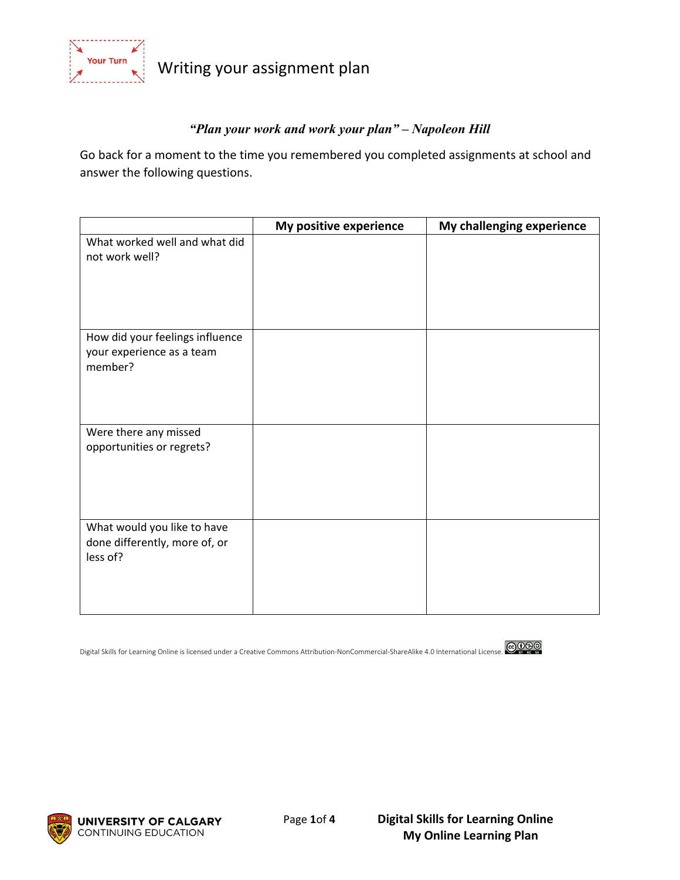Your Turn

# Writing your assignment plan

***"Plan your work and work your plan" – Napoleon Hill***

Go back for a moment to the time you remembered you completed assignments at school and answer the following questions.

| | **My positive experience** | **My challenging experience** |
|---|---|---|
| What worked well and what did not work well? | | |
| How did your feelings influence your experience as a team member? | | |
| Were there any missed opportunities or regrets? | | |
| What would you like to have done differently, more of, or less of? | | |

Digital Skills for Learning Online is licensed under a Creative Commons Attribution-NonCommercial-ShareAlike 4.0 International License.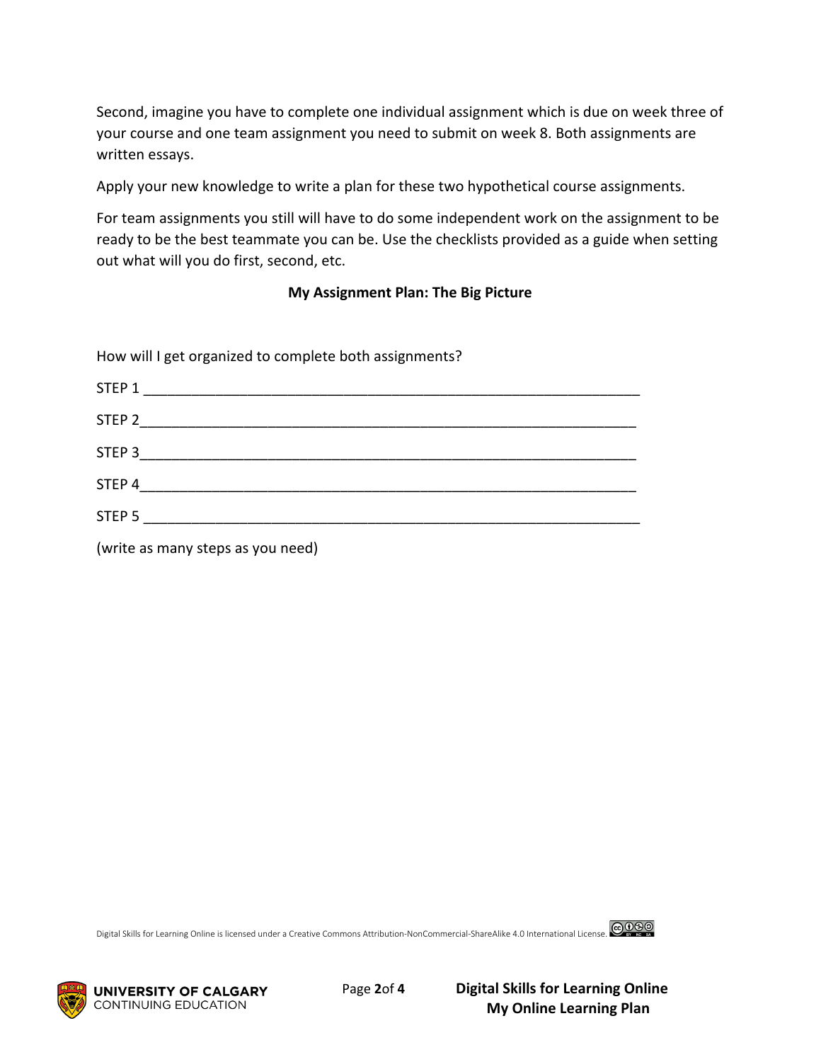Second, imagine you have to complete one individual assignment which is due on week three of your course and one team assignment you need to submit on week 8. Both assignments are written essays.

Apply your new knowledge to write a plan for these two hypothetical course assignments.

For team assignments you still will have to do some independent work on the assignment to be ready to be the best teammate you can be. Use the checklists provided as a guide when setting out what will you do first, second, etc.

**My Assignment Plan: The Big Picture**

How will I get organized to complete both assignments?

STEP 1 ______________________________________________________________

STEP 2______________________________________________________________

STEP 3______________________________________________________________

STEP 4______________________________________________________________

STEP 5 ______________________________________________________________

(write as many steps as you need)

Digital Skills for Learning Online is licensed under a Creative Commons Attribution-NonCommercial-ShareAlike 4.0 International License.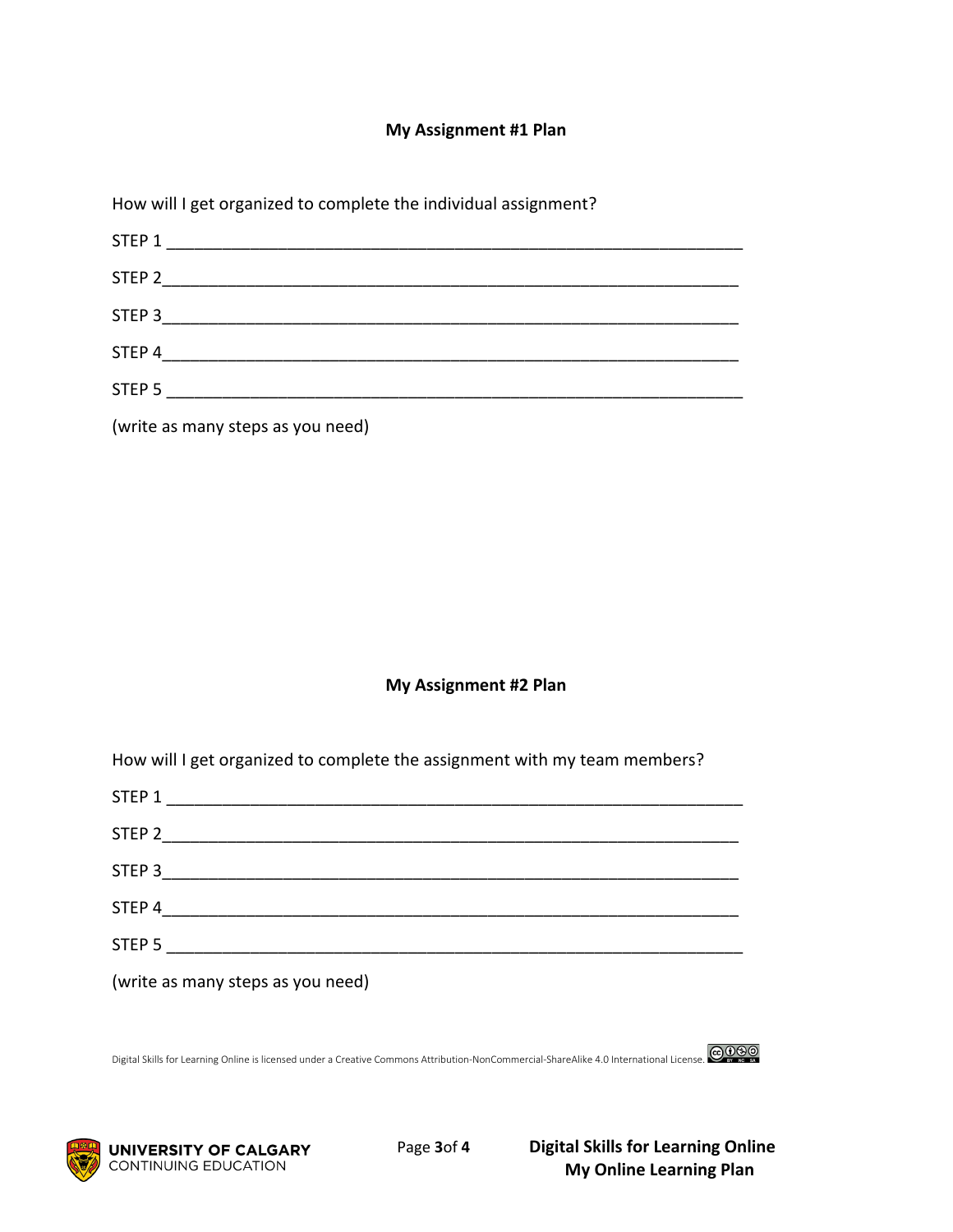## My Assignment #1 Plan

How will I get organized to complete the individual assignment?

STEP 1 ______________________________________________________________

STEP 2______________________________________________________________

STEP 3______________________________________________________________

STEP 4______________________________________________________________

STEP 5 ______________________________________________________________

(write as many steps as you need)

## My Assignment #2 Plan

How will I get organized to complete the assignment with my team members?

STEP 1 ______________________________________________________________

STEP 2______________________________________________________________

STEP 3______________________________________________________________

STEP 4______________________________________________________________

STEP 5 ______________________________________________________________

(write as many steps as you need)

Digital Skills for Learning Online is licensed under a Creative Commons Attribution-NonCommercial-ShareAlike 4.0 International License.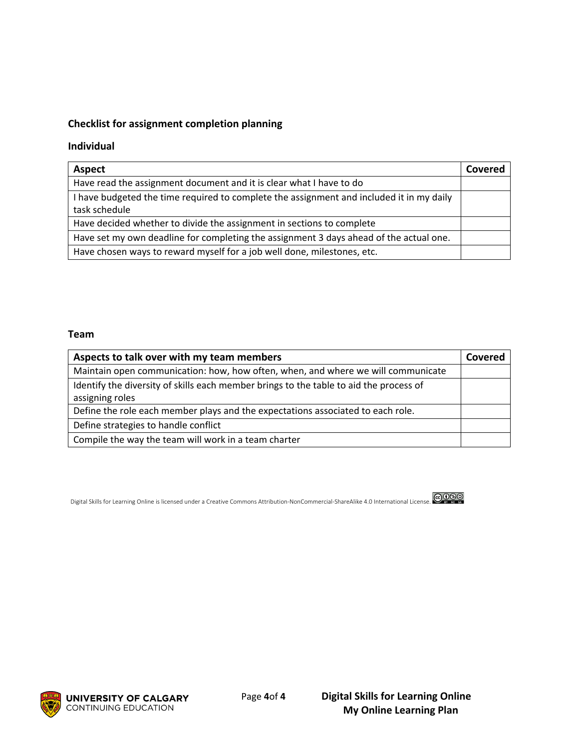**Checklist for assignment completion planning**

**Individual**

| Aspect | Covered |
| --- | --- |
| Have read the assignment document and it is clear what I have to do | |
| I have budgeted the time required to complete the assignment and included it in my daily task schedule | |
| Have decided whether to divide the assignment in sections to complete | |
| Have set my own deadline for completing the assignment 3 days ahead of the actual one. | |
| Have chosen ways to reward myself for a job well done, milestones, etc. | |

**Team**

| Aspects to talk over with my team members | Covered |
| --- | --- |
| Maintain open communication: how, how often, when, and where we will communicate | |
| Identify the diversity of skills each member brings to the table to aid the process of assigning roles | |
| Define the role each member plays and the expectations associated to each role. | |
| Define strategies to handle conflict | |
| Compile the way the team will work in a team charter | |

Digital Skills for Learning Online is licensed under a Creative Commons Attribution-NonCommercial-ShareAlike 4.0 International License.